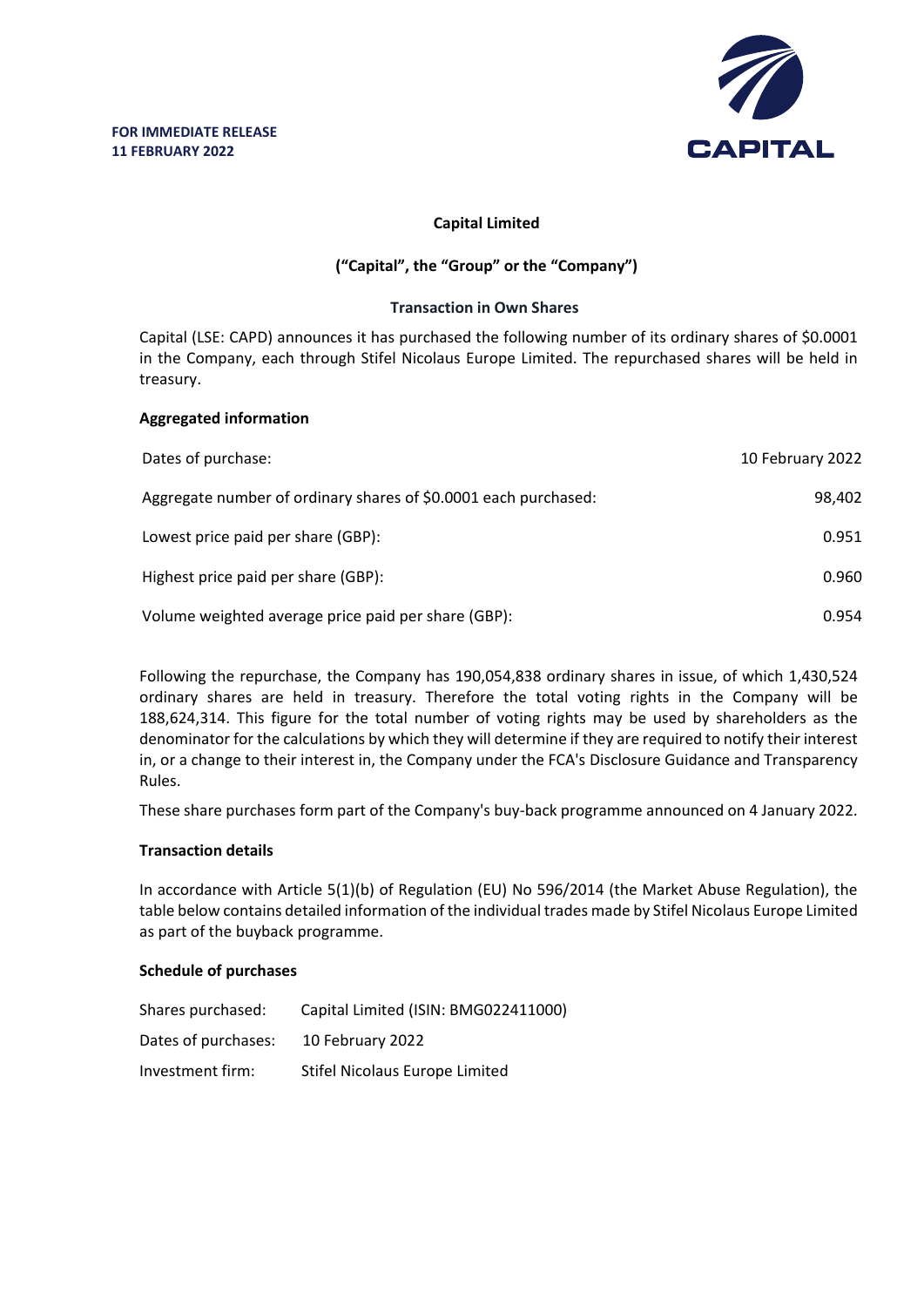**FOR IMMEDIATE RELEASE**
**11 FEBRUARY 2022**

CAPITAL

**Capital Limited**

**("Capital", the "Group" or the "Company")**

**Transaction in Own Shares**

Capital (LSE: CAPD) announces it has purchased the following number of its ordinary shares of $0.0001 in the Company, each through Stifel Nicolaus Europe Limited. The repurchased shares will be held in treasury.

**Aggregated information**

| | |
|---|---|
| Dates of purchase: | 10 February 2022 |
| Aggregate number of ordinary shares of $0.0001 each purchased: | 98,402 |
| Lowest price paid per share (GBP): | 0.951 |
| Highest price paid per share (GBP): | 0.960 |
| Volume weighted average price paid per share (GBP): | 0.954 |

Following the repurchase, the Company has 190,054,838 ordinary shares in issue, of which 1,430,524 ordinary shares are held in treasury. Therefore the total voting rights in the Company will be 188,624,314. This figure for the total number of voting rights may be used by shareholders as the denominator for the calculations by which they will determine if they are required to notify their interest in, or a change to their interest in, the Company under the FCA's Disclosure Guidance and Transparency Rules.

These share purchases form part of the Company's buy-back programme announced on 4 January 2022.

**Transaction details**

In accordance with Article 5(1)(b) of Regulation (EU) No 596/2014 (the Market Abuse Regulation), the table below contains detailed information of the individual trades made by Stifel Nicolaus Europe Limited as part of the buyback programme.

**Schedule of purchases**

| | |
|---|---|
| Shares purchased: | Capital Limited (ISIN: BMG022411000) |
| Dates of purchases: | 10 February 2022 |
| Investment firm: | Stifel Nicolaus Europe Limited |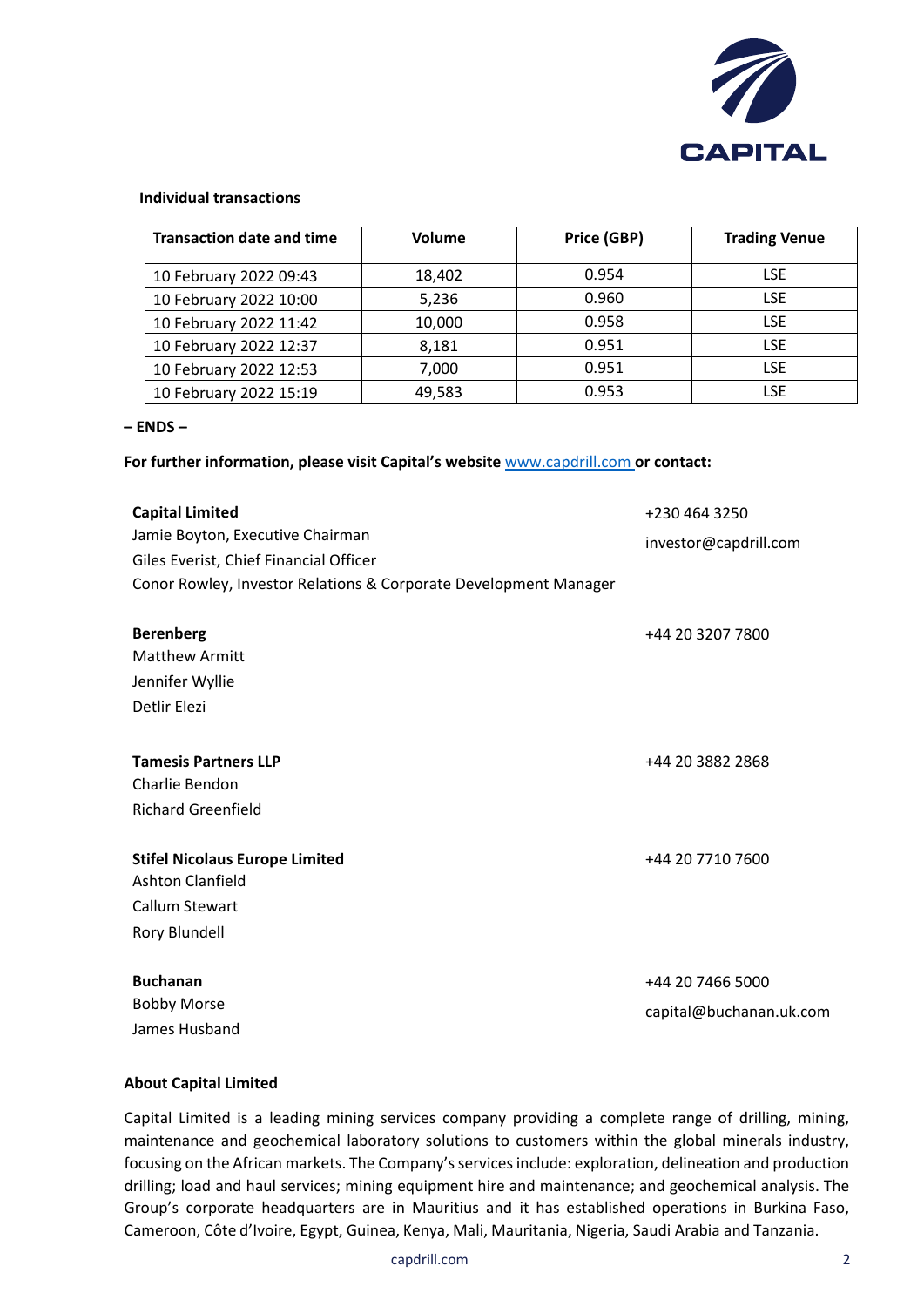**Individual transactions**

| Transaction date and time | Volume | Price (GBP) | Trading Venue |
|---|---|---|---|
| 10 February 2022 09:43 | 18,402 | 0.954 | LSE |
| 10 February 2022 10:00 | 5,236 | 0.960 | LSE |
| 10 February 2022 11:42 | 10,000 | 0.958 | LSE |
| 10 February 2022 12:37 | 8,181 | 0.951 | LSE |
| 10 February 2022 12:53 | 7,000 | 0.951 | LSE |
| 10 February 2022 15:19 | 49,583 | 0.953 | LSE |

**– ENDS –**

**For further information, please visit Capital's website www.capdrill.com or contact:**

**Capital Limited**
Jamie Boyton, Executive Chairman
Giles Everist, Chief Financial Officer
Conor Rowley, Investor Relations & Corporate Development Manager
+230 464 3250
investor@capdrill.com

**Berenberg**
Matthew Armitt
Jennifer Wyllie
Detlir Elezi
+44 20 3207 7800

**Tamesis Partners LLP**
Charlie Bendon
Richard Greenfield
+44 20 3882 2868

**Stifel Nicolaus Europe Limited**
Ashton Clanfield
Callum Stewart
Rory Blundell
+44 20 7710 7600

**Buchanan**
Bobby Morse
James Husband
+44 20 7466 5000
capital@buchanan.uk.com

**About Capital Limited**

Capital Limited is a leading mining services company providing a complete range of drilling, mining, maintenance and geochemical laboratory solutions to customers within the global minerals industry, focusing on the African markets. The Company's services include: exploration, delineation and production drilling; load and haul services; mining equipment hire and maintenance; and geochemical analysis. The Group's corporate headquarters are in Mauritius and it has established operations in Burkina Faso, Cameroon, Côte d'Ivoire, Egypt, Guinea, Kenya, Mali, Mauritania, Nigeria, Saudi Arabia and Tanzania.